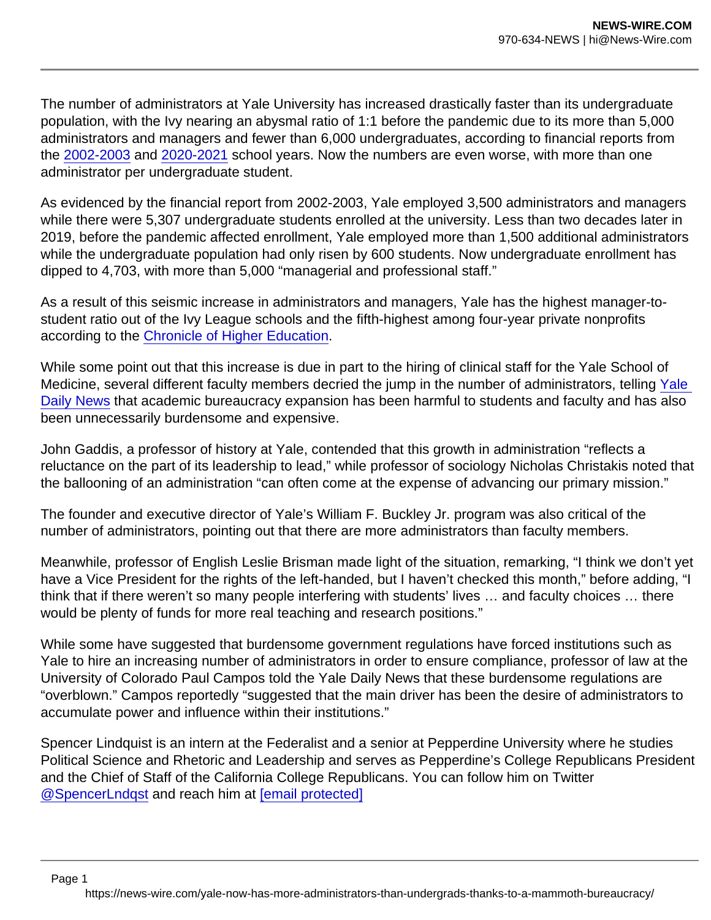The number of administrators at Yale University has increased drastically faster than its undergraduate population, with the Ivy nearing an abysmal ratio of 1:1 before the pandemic due to its more than 5,000 administrators and managers and fewer than 6,000 undergraduates, according to financial reports from the [2002-2003]() and [2020-2021]() school years. Now the numbers are even worse, with more than one administrator per undergraduate student.

As evidenced by the financial report from 2002-2003, Yale employed 3,500 administrators and managers while there were 5,307 undergraduate students enrolled at the university. Less than two decades later in 2019, before the pandemic affected enrollment, Yale employed more than 1,500 additional administrators while the undergraduate population had only risen by 600 students. Now undergraduate enrollment has dipped to 4,703, with more than 5,000 "managerial and professional staff."

As a result of this seismic increase in administrators and managers, Yale has the highest manager-to-student ratio out of the Ivy League schools and the fifth-highest among four-year private nonprofits according to the [Chronicle of Higher Education]().

While some point out that this increase is due in part to the hiring of clinical staff for the Yale School of Medicine, several different faculty members decried the jump in the number of administrators, telling [Yale Daily News]() that academic bureaucracy expansion has been harmful to students and faculty and has also been unnecessarily burdensome and expensive.

John Gaddis, a professor of history at Yale, contended that this growth in administration "reflects a reluctance on the part of its leadership to lead," while professor of sociology Nicholas Christakis noted that the ballooning of an administration "can often come at the expense of advancing our primary mission."

The founder and executive director of Yale's William F. Buckley Jr. program was also critical of the number of administrators, pointing out that there are more administrators than faculty members.

Meanwhile, professor of English Leslie Brisman made light of the situation, remarking, "I think we don't yet have a Vice President for the rights of the left-handed, but I haven't checked this month," before adding, "I think that if there weren't so many people interfering with students' lives … and faculty choices … there would be plenty of funds for more real teaching and research positions."

While some have suggested that burdensome government regulations have forced institutions such as Yale to hire an increasing number of administrators in order to ensure compliance, professor of law at the University of Colorado Paul Campos told the Yale Daily News that these burdensome regulations are "overblown." Campos reportedly "suggested that the main driver has been the desire of administrators to accumulate power and influence within their institutions."

Spencer Lindquist is an intern at the Federalist and a senior at Pepperdine University where he studies Political Science and Rhetoric and Leadership and serves as Pepperdine's College Republicans President and the Chief of Staff of the California College Republicans. You can follow him on Twitter [@SpencerLndqst]() and reach him at [[email protected]]()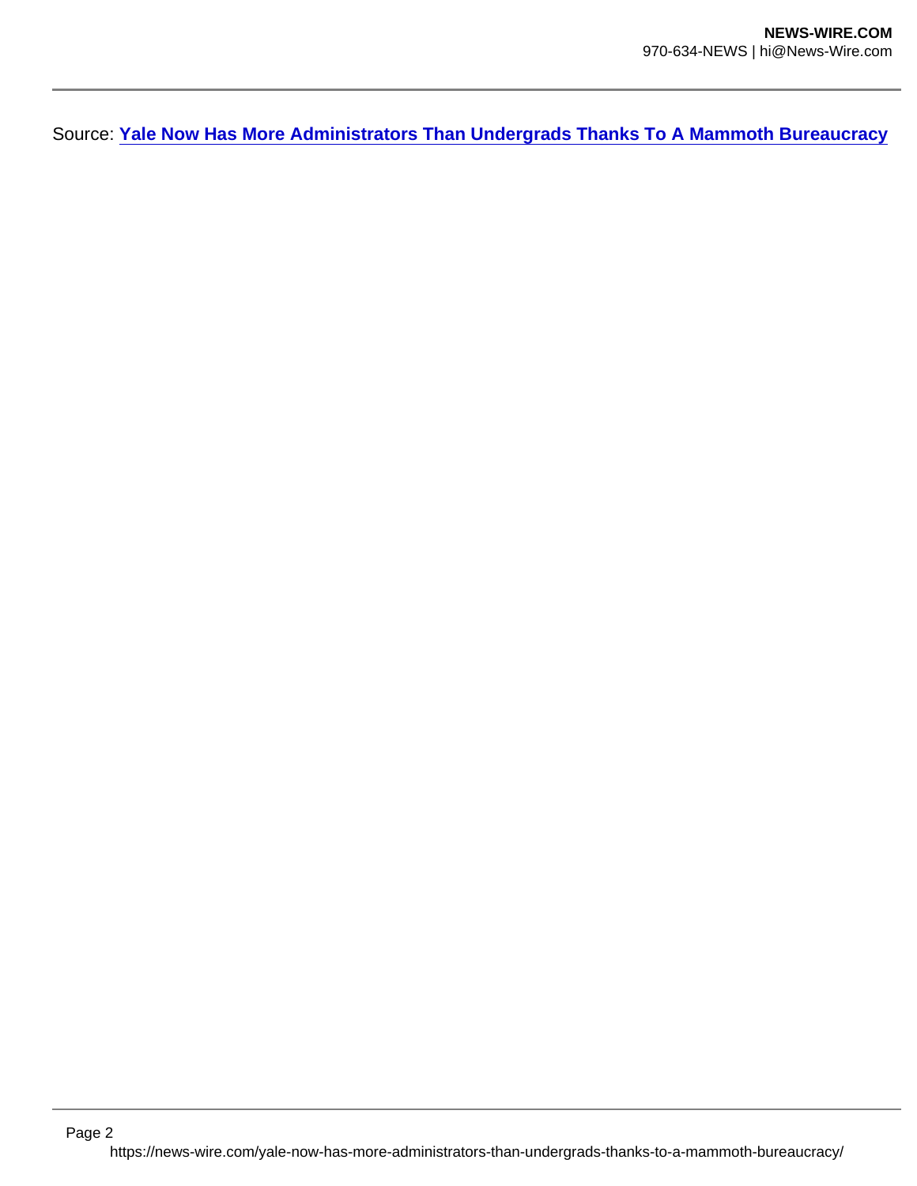Source: **[Yale Now Has More Administrators Than Undergrads Thanks To A Mammoth Bureaucracy](https://news-wire.com/yale-now-has-more-administrators-than-undergrads-thanks-to-a-mammoth-bureaucracy/)**